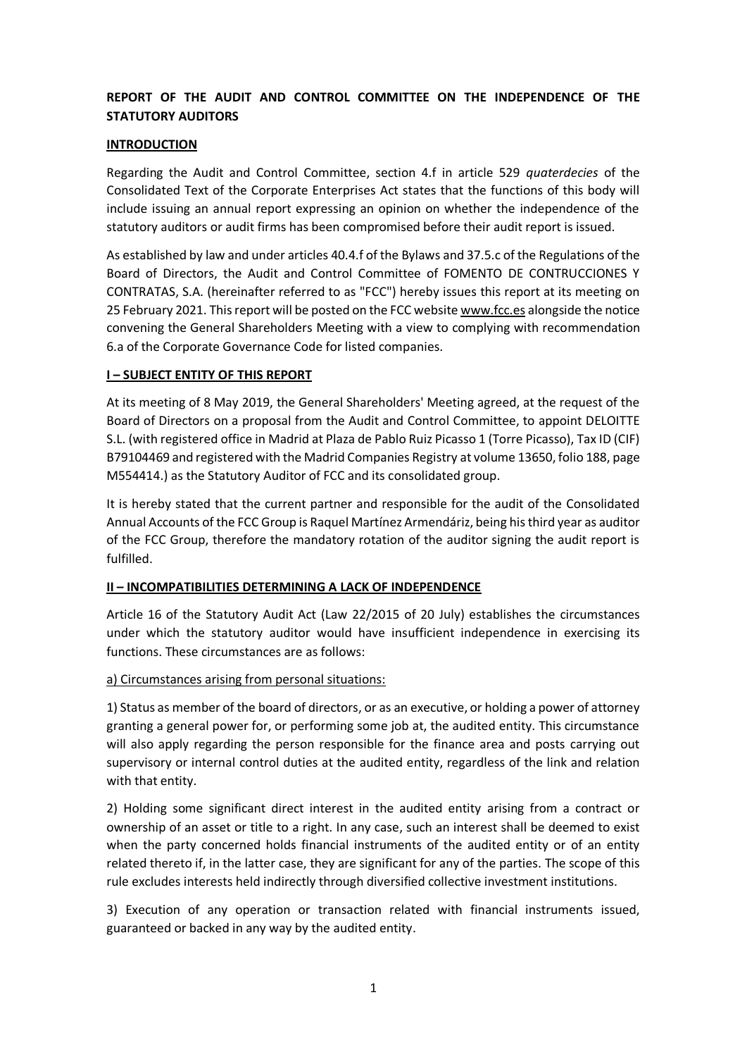# REPORT OF THE AUDIT AND CONTROL COMMITTEE ON THE INDEPENDENCE OF THE STATUTORY AUDITORS

## INTRODUCTION

Regarding the Audit and Control Committee, section 4.f in article 529 *quaterdecies* of the Consolidated Text of the Corporate Enterprises Act states that the functions of this body will include issuing an annual report expressing an opinion on whether the independence of the statutory auditors or audit firms has been compromised before their audit report is issued.

As established by law and under articles 40.4.f of the Bylaws and 37.5.c of the Regulations of the Board of Directors, the Audit and Control Committee of FOMENTO DE CONTRUCCIONES Y CONTRATAS, S.A. (hereinafter referred to as "FCC") hereby issues this report at its meeting on 25 February 2021. This report will be posted on the FCC website www.fcc.es alongside the notice convening the General Shareholders Meeting with a view to complying with recommendation 6.a of the Corporate Governance Code for listed companies.

## I – SUBJECT ENTITY OF THIS REPORT

At its meeting of 8 May 2019, the General Shareholders' Meeting agreed, at the request of the Board of Directors on a proposal from the Audit and Control Committee, to appoint DELOITTE S.L. (with registered office in Madrid at Plaza de Pablo Ruiz Picasso 1 (Torre Picasso), Tax ID (CIF) B79104469 and registered with the Madrid Companies Registry at volume 13650, folio 188, page M554414.) as the Statutory Auditor of FCC and its consolidated group.

It is hereby stated that the current partner and responsible for the audit of the Consolidated Annual Accounts of the FCC Group is Raquel Martínez Armendáriz, being his third year as auditor of the FCC Group, therefore the mandatory rotation of the auditor signing the audit report is fulfilled.

## II – INCOMPATIBILITIES DETERMINING A LACK OF INDEPENDENCE

Article 16 of the Statutory Audit Act (Law 22/2015 of 20 July) establishes the circumstances under which the statutory auditor would have insufficient independence in exercising its functions. These circumstances are as follows:

a) Circumstances arising from personal situations:

1) Status as member of the board of directors, or as an executive, or holding a power of attorney granting a general power for, or performing some job at, the audited entity. This circumstance will also apply regarding the person responsible for the finance area and posts carrying out supervisory or internal control duties at the audited entity, regardless of the link and relation with that entity.

2) Holding some significant direct interest in the audited entity arising from a contract or ownership of an asset or title to a right. In any case, such an interest shall be deemed to exist when the party concerned holds financial instruments of the audited entity or of an entity related thereto if, in the latter case, they are significant for any of the parties. The scope of this rule excludes interests held indirectly through diversified collective investment institutions.

3) Execution of any operation or transaction related with financial instruments issued, guaranteed or backed in any way by the audited entity.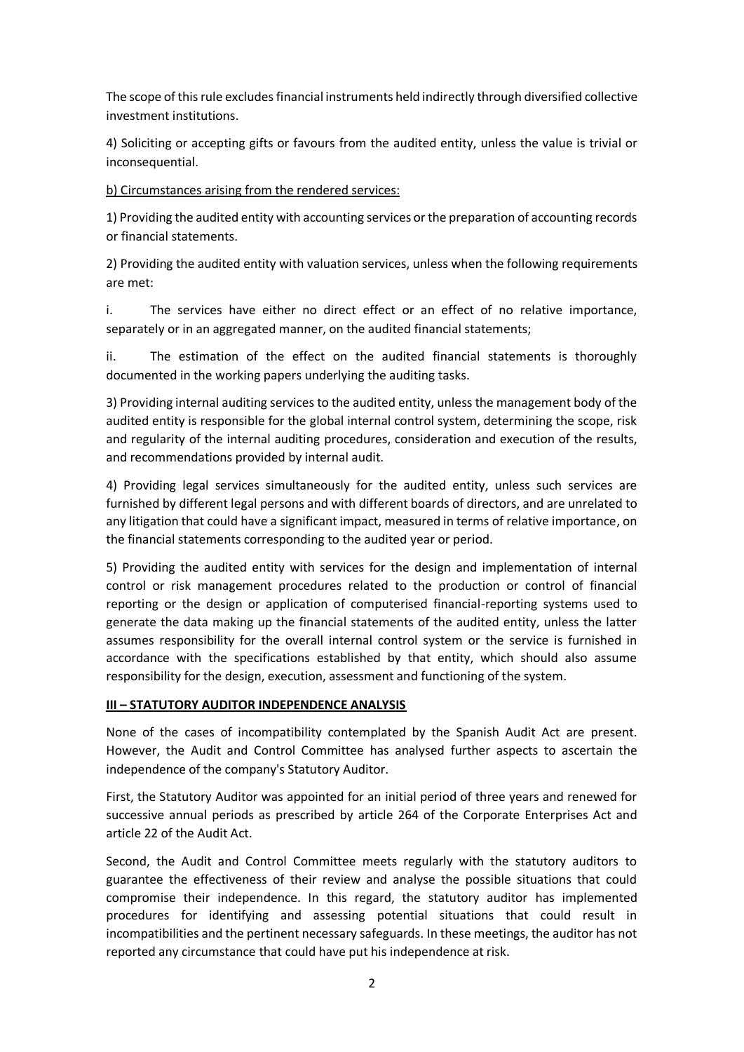The scope of this rule excludes financial instruments held indirectly through diversified collective investment institutions.

4) Soliciting or accepting gifts or favours from the audited entity, unless the value is trivial or inconsequential.

<u>b) Circumstances arising from the rendered services:</u>

1) Providing the audited entity with accounting services or the preparation of accounting records or financial statements.

2) Providing the audited entity with valuation services, unless when the following requirements are met:

i. The services have either no direct effect or an effect of no relative importance, separately or in an aggregated manner, on the audited financial statements;

ii. The estimation of the effect on the audited financial statements is thoroughly documented in the working papers underlying the auditing tasks.

3) Providing internal auditing services to the audited entity, unless the management body of the audited entity is responsible for the global internal control system, determining the scope, risk and regularity of the internal auditing procedures, consideration and execution of the results, and recommendations provided by internal audit.

4) Providing legal services simultaneously for the audited entity, unless such services are furnished by different legal persons and with different boards of directors, and are unrelated to any litigation that could have a significant impact, measured in terms of relative importance, on the financial statements corresponding to the audited year or period.

5) Providing the audited entity with services for the design and implementation of internal control or risk management procedures related to the production or control of financial reporting or the design or application of computerised financial-reporting systems used to generate the data making up the financial statements of the audited entity, unless the latter assumes responsibility for the overall internal control system or the service is furnished in accordance with the specifications established by that entity, which should also assume responsibility for the design, execution, assessment and functioning of the system.

## III – STATUTORY AUDITOR INDEPENDENCE ANALYSIS

None of the cases of incompatibility contemplated by the Spanish Audit Act are present. However, the Audit and Control Committee has analysed further aspects to ascertain the independence of the company's Statutory Auditor.

First, the Statutory Auditor was appointed for an initial period of three years and renewed for successive annual periods as prescribed by article 264 of the Corporate Enterprises Act and article 22 of the Audit Act.

Second, the Audit and Control Committee meets regularly with the statutory auditors to guarantee the effectiveness of their review and analyse the possible situations that could compromise their independence. In this regard, the statutory auditor has implemented procedures for identifying and assessing potential situations that could result in incompatibilities and the pertinent necessary safeguards. In these meetings, the auditor has not reported any circumstance that could have put his independence at risk.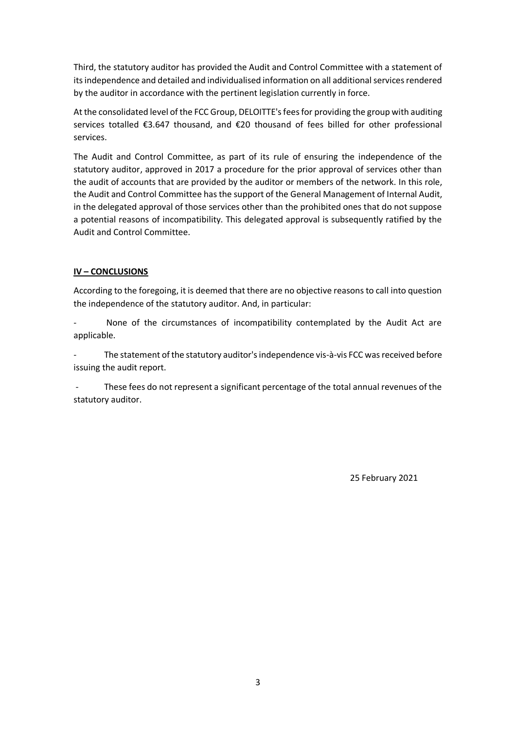Third, the statutory auditor has provided the Audit and Control Committee with a statement of its independence and detailed and individualised information on all additional services rendered by the auditor in accordance with the pertinent legislation currently in force.

At the consolidated level of the FCC Group, DELOITTE's fees for providing the group with auditing services totalled €3.647 thousand, and €20 thousand of fees billed for other professional services.

The Audit and Control Committee, as part of its rule of ensuring the independence of the statutory auditor, approved in 2017 a procedure for the prior approval of services other than the audit of accounts that are provided by the auditor or members of the network. In this role, the Audit and Control Committee has the support of the General Management of Internal Audit, in the delegated approval of those services other than the prohibited ones that do not suppose a potential reasons of incompatibility. This delegated approval is subsequently ratified by the Audit and Control Committee.

## IV – CONCLUSIONS

According to the foregoing, it is deemed that there are no objective reasons to call into question the independence of the statutory auditor. And, in particular:

- None of the circumstances of incompatibility contemplated by the Audit Act are applicable.
- The statement of the statutory auditor's independence vis-à-vis FCC was received before issuing the audit report.
- These fees do not represent a significant percentage of the total annual revenues of the statutory auditor.

25 February 2021